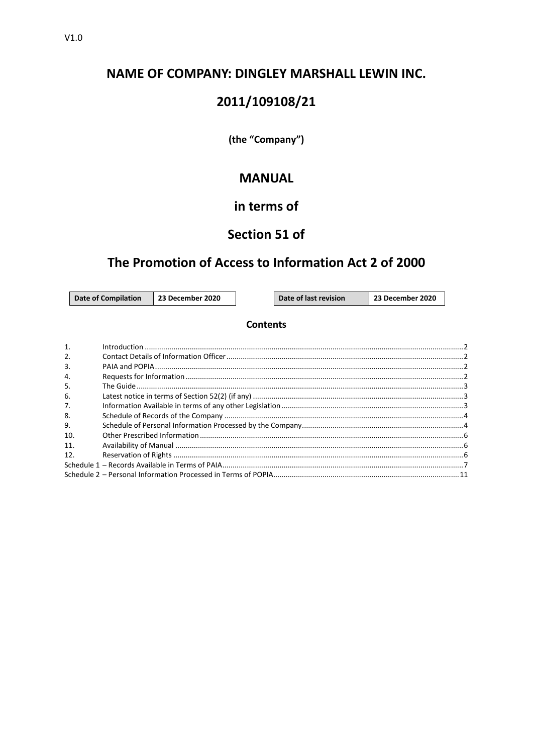V1.0

# NAME OF COMPANY: DINGLEY MARSHALL LEWIN INC.

# 2011/109108/21

**(the "Company")**

# MANUAL

## in terms of

## Section 51 of

## The Promotion of Access to Information Act 2 of 2000

| Date of Compilation | 23 December 2020 |
|---|---|

| Date of last revision | 23 December 2020 |
|---|---|

### Contents

| | | |
|---|---|---|
| 1. | Introduction | 2 |
| 2. | Contact Details of Information Officer | 2 |
| 3. | PAIA and POPIA | 2 |
| 4. | Requests for Information | 2 |
| 5. | The Guide | 3 |
| 6. | Latest notice in terms of Section 52(2) (if any) | 3 |
| 7. | Information Available in terms of any other Legislation | 3 |
| 8. | Schedule of Records of the Company | 4 |
| 9. | Schedule of Personal Information Processed by the Company | 4 |
| 10. | Other Prescribed Information | 6 |
| 11. | Availability of Manual | 6 |
| 12. | Reservation of Rights | 6 |
| Schedule 1 – Records Available in Terms of PAIA | | 7 |
| Schedule 2 – Personal Information Processed in Terms of POPIA | | 11 |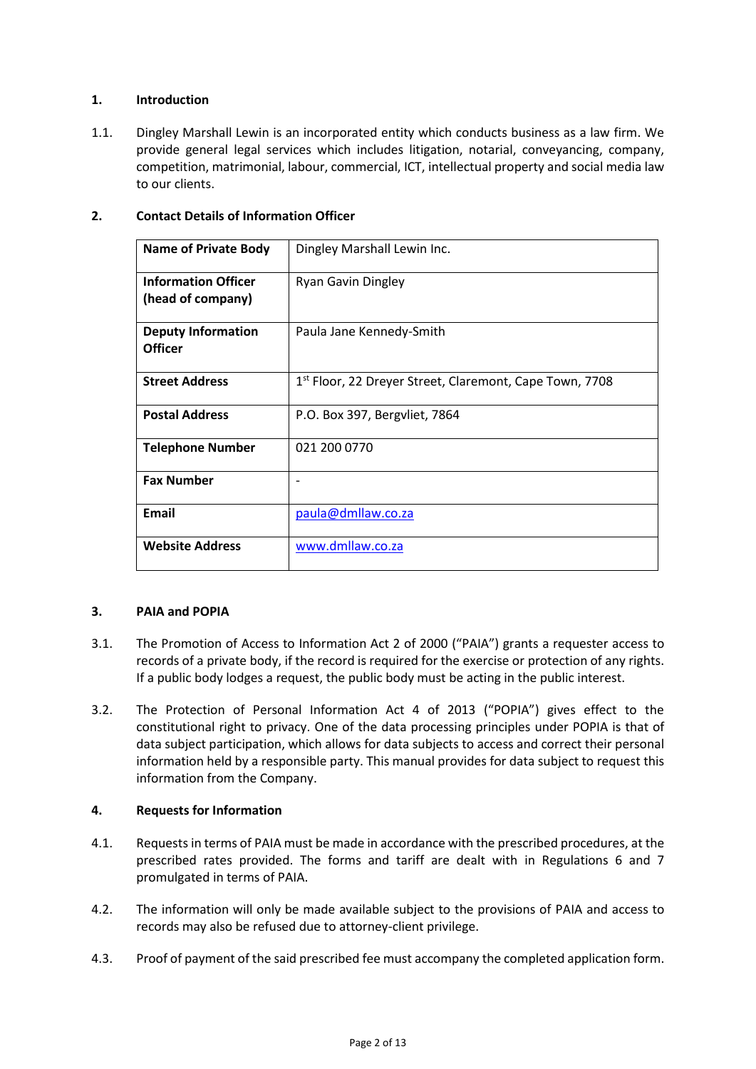## 1. Introduction

1.1. Dingley Marshall Lewin is an incorporated entity which conducts business as a law firm. We provide general legal services which includes litigation, notarial, conveyancing, company, competition, matrimonial, labour, commercial, ICT, intellectual property and social media law to our clients.

## 2. Contact Details of Information Officer

| **Name of Private Body** | Dingley Marshall Lewin Inc. |
|---|---|
| **Information Officer (head of company)** | Ryan Gavin Dingley |
| **Deputy Information Officer** | Paula Jane Kennedy-Smith |
| **Street Address** | 1st Floor, 22 Dreyer Street, Claremont, Cape Town, 7708 |
| **Postal Address** | P.O. Box 397, Bergvliet, 7864 |
| **Telephone Number** | 021 200 0770 |
| **Fax Number** | - |
| **Email** | paula@dmllaw.co.za |
| **Website Address** | www.dmllaw.co.za |

## 3. PAIA and POPIA

3.1. The Promotion of Access to Information Act 2 of 2000 ("PAIA") grants a requester access to records of a private body, if the record is required for the exercise or protection of any rights. If a public body lodges a request, the public body must be acting in the public interest.

3.2. The Protection of Personal Information Act 4 of 2013 ("POPIA") gives effect to the constitutional right to privacy. One of the data processing principles under POPIA is that of data subject participation, which allows for data subjects to access and correct their personal information held by a responsible party. This manual provides for data subject to request this information from the Company.

## 4. Requests for Information

4.1. Requests in terms of PAIA must be made in accordance with the prescribed procedures, at the prescribed rates provided. The forms and tariff are dealt with in Regulations 6 and 7 promulgated in terms of PAIA.

4.2. The information will only be made available subject to the provisions of PAIA and access to records may also be refused due to attorney-client privilege.

4.3. Proof of payment of the said prescribed fee must accompany the completed application form.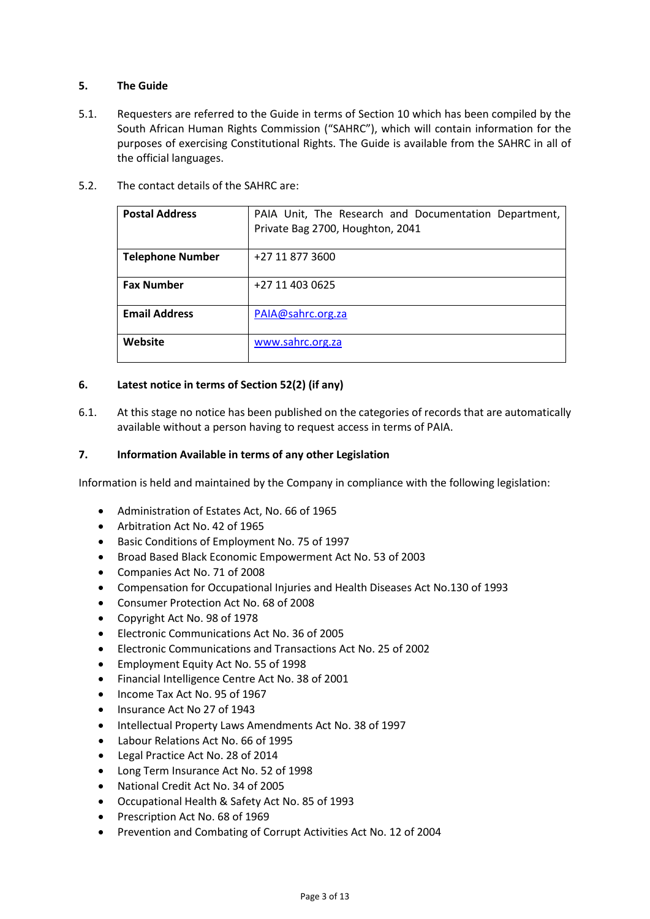## 5. The Guide

5.1. Requesters are referred to the Guide in terms of Section 10 which has been compiled by the South African Human Rights Commission ("SAHRC"), which will contain information for the purposes of exercising Constitutional Rights. The Guide is available from the SAHRC in all of the official languages.

5.2. The contact details of the SAHRC are:

| **Postal Address** | PAIA Unit, The Research and Documentation Department, Private Bag 2700, Houghton, 2041 |
|---|---|
| **Telephone Number** | +27 11 877 3600 |
| **Fax Number** | +27 11 403 0625 |
| **Email Address** | PAIA@sahrc.org.za |
| **Website** | www.sahrc.org.za |

## 6. Latest notice in terms of Section 52(2) (if any)

6.1. At this stage no notice has been published on the categories of records that are automatically available without a person having to request access in terms of PAIA.

## 7. Information Available in terms of any other Legislation

Information is held and maintained by the Company in compliance with the following legislation:

- Administration of Estates Act, No. 66 of 1965
- Arbitration Act No. 42 of 1965
- Basic Conditions of Employment No. 75 of 1997
- Broad Based Black Economic Empowerment Act No. 53 of 2003
- Companies Act No. 71 of 2008
- Compensation for Occupational Injuries and Health Diseases Act No.130 of 1993
- Consumer Protection Act No. 68 of 2008
- Copyright Act No. 98 of 1978
- Electronic Communications Act No. 36 of 2005
- Electronic Communications and Transactions Act No. 25 of 2002
- Employment Equity Act No. 55 of 1998
- Financial Intelligence Centre Act No. 38 of 2001
- Income Tax Act No. 95 of 1967
- Insurance Act No 27 of 1943
- Intellectual Property Laws Amendments Act No. 38 of 1997
- Labour Relations Act No. 66 of 1995
- Legal Practice Act No. 28 of 2014
- Long Term Insurance Act No. 52 of 1998
- National Credit Act No. 34 of 2005
- Occupational Health & Safety Act No. 85 of 1993
- Prescription Act No. 68 of 1969
- Prevention and Combating of Corrupt Activities Act No. 12 of 2004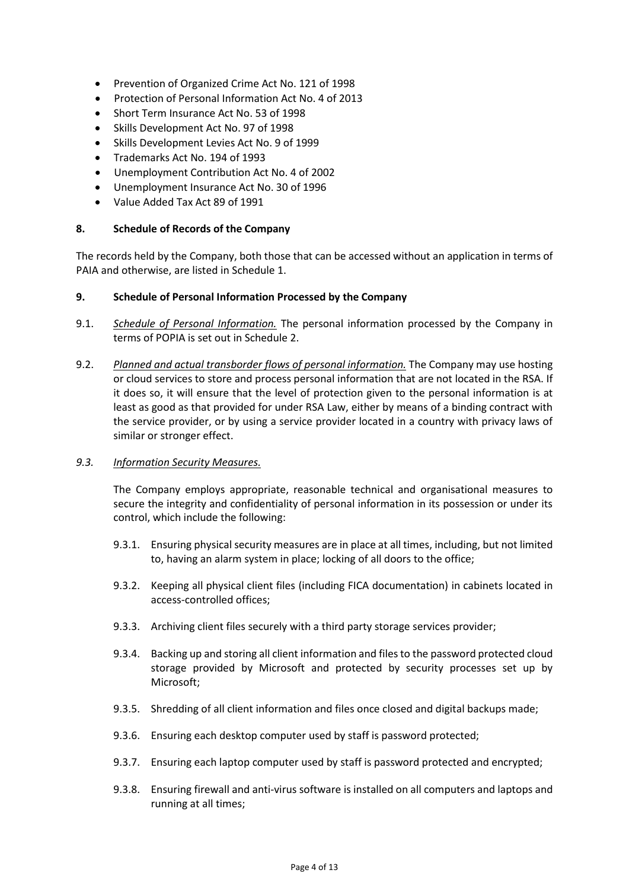- Prevention of Organized Crime Act No. 121 of 1998
- Protection of Personal Information Act No. 4 of 2013
- Short Term Insurance Act No. 53 of 1998
- Skills Development Act No. 97 of 1998
- Skills Development Levies Act No. 9 of 1999
- Trademarks Act No. 194 of 1993
- Unemployment Contribution Act No. 4 of 2002
- Unemployment Insurance Act No. 30 of 1996
- Value Added Tax Act 89 of 1991

**8. Schedule of Records of the Company**

The records held by the Company, both those that can be accessed without an application in terms of PAIA and otherwise, are listed in Schedule 1.

**9. Schedule of Personal Information Processed by the Company**

9.1. *Schedule of Personal Information.* The personal information processed by the Company in terms of POPIA is set out in Schedule 2.

9.2. *Planned and actual transborder flows of personal information.* The Company may use hosting or cloud services to store and process personal information that are not located in the RSA. If it does so, it will ensure that the level of protection given to the personal information is at least as good as that provided for under RSA Law, either by means of a binding contract with the service provider, or by using a service provider located in a country with privacy laws of similar or stronger effect.

*9.3. Information Security Measures.*

The Company employs appropriate, reasonable technical and organisational measures to secure the integrity and confidentiality of personal information in its possession or under its control, which include the following:

9.3.1. Ensuring physical security measures are in place at all times, including, but not limited to, having an alarm system in place; locking of all doors to the office;

9.3.2. Keeping all physical client files (including FICA documentation) in cabinets located in access-controlled offices;

9.3.3. Archiving client files securely with a third party storage services provider;

9.3.4. Backing up and storing all client information and files to the password protected cloud storage provided by Microsoft and protected by security processes set up by Microsoft;

9.3.5. Shredding of all client information and files once closed and digital backups made;

9.3.6. Ensuring each desktop computer used by staff is password protected;

9.3.7. Ensuring each laptop computer used by staff is password protected and encrypted;

9.3.8. Ensuring firewall and anti-virus software is installed on all computers and laptops and running at all times;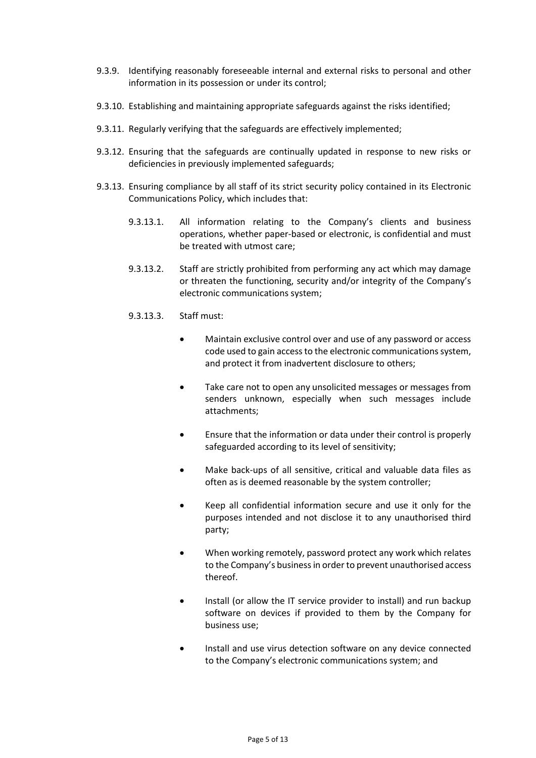9.3.9. Identifying reasonably foreseeable internal and external risks to personal and other information in its possession or under its control;

9.3.10. Establishing and maintaining appropriate safeguards against the risks identified;

9.3.11. Regularly verifying that the safeguards are effectively implemented;

9.3.12. Ensuring that the safeguards are continually updated in response to new risks or deficiencies in previously implemented safeguards;

9.3.13. Ensuring compliance by all staff of its strict security policy contained in its Electronic Communications Policy, which includes that:

9.3.13.1. All information relating to the Company's clients and business operations, whether paper-based or electronic, is confidential and must be treated with utmost care;

9.3.13.2. Staff are strictly prohibited from performing any act which may damage or threaten the functioning, security and/or integrity of the Company's electronic communications system;

9.3.13.3. Staff must:

- Maintain exclusive control over and use of any password or access code used to gain access to the electronic communications system, and protect it from inadvertent disclosure to others;
- Take care not to open any unsolicited messages or messages from senders unknown, especially when such messages include attachments;
- Ensure that the information or data under their control is properly safeguarded according to its level of sensitivity;
- Make back-ups of all sensitive, critical and valuable data files as often as is deemed reasonable by the system controller;
- Keep all confidential information secure and use it only for the purposes intended and not disclose it to any unauthorised third party;
- When working remotely, password protect any work which relates to the Company's business in order to prevent unauthorised access thereof.
- Install (or allow the IT service provider to install) and run backup software on devices if provided to them by the Company for business use;
- Install and use virus detection software on any device connected to the Company's electronic communications system; and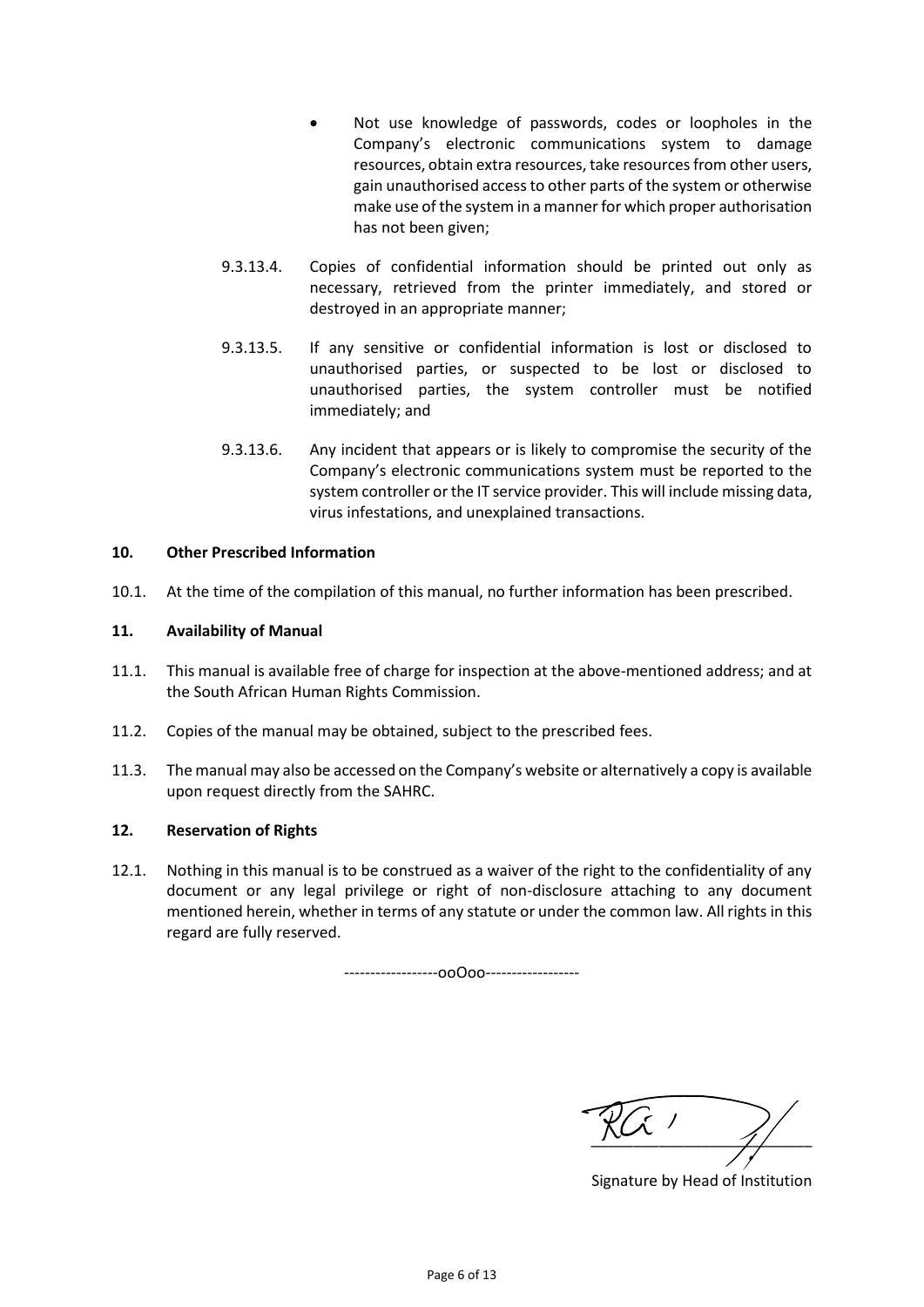- Not use knowledge of passwords, codes or loopholes in the Company's electronic communications system to damage resources, obtain extra resources, take resources from other users, gain unauthorised access to other parts of the system or otherwise make use of the system in a manner for which proper authorisation has not been given;

9.3.13.4. Copies of confidential information should be printed out only as necessary, retrieved from the printer immediately, and stored or destroyed in an appropriate manner;

9.3.13.5. If any sensitive or confidential information is lost or disclosed to unauthorised parties, or suspected to be lost or disclosed to unauthorised parties, the system controller must be notified immediately; and

9.3.13.6. Any incident that appears or is likely to compromise the security of the Company's electronic communications system must be reported to the system controller or the IT service provider. This will include missing data, virus infestations, and unexplained transactions.

## 10. Other Prescribed Information

10.1. At the time of the compilation of this manual, no further information has been prescribed.

## 11. Availability of Manual

11.1. This manual is available free of charge for inspection at the above-mentioned address; and at the South African Human Rights Commission.

11.2. Copies of the manual may be obtained, subject to the prescribed fees.

11.3. The manual may also be accessed on the Company's website or alternatively a copy is available upon request directly from the SAHRC.

## 12. Reservation of Rights

12.1. Nothing in this manual is to be construed as a waiver of the right to the confidentiality of any document or any legal privilege or right of non-disclosure attaching to any document mentioned herein, whether in terms of any statute or under the common law. All rights in this regard are fully reserved.

------------------ooOoo------------------

Signature by Head of Institution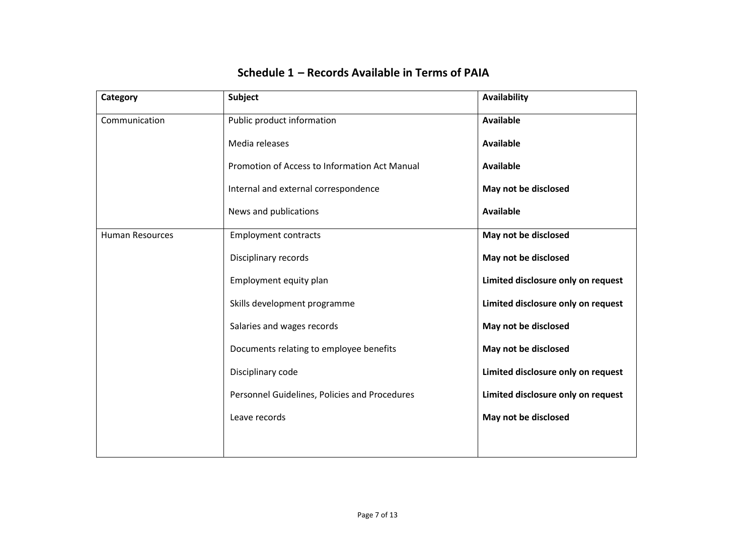# Schedule 1 – Records Available in Terms of PAIA

| Category | Subject | Availability |
|---|---|---|
| Communication | Public product information | **Available** |
| | Media releases | **Available** |
| | Promotion of Access to Information Act Manual | **Available** |
| | Internal and external correspondence | **May not be disclosed** |
| | News and publications | **Available** |
| Human Resources | Employment contracts | **May not be disclosed** |
| | Disciplinary records | **May not be disclosed** |
| | Employment equity plan | **Limited disclosure only on request** |
| | Skills development programme | **Limited disclosure only on request** |
| | Salaries and wages records | **May not be disclosed** |
| | Documents relating to employee benefits | **May not be disclosed** |
| | Disciplinary code | **Limited disclosure only on request** |
| | Personnel Guidelines, Policies and Procedures | **Limited disclosure only on request** |
| | Leave records | **May not be disclosed** |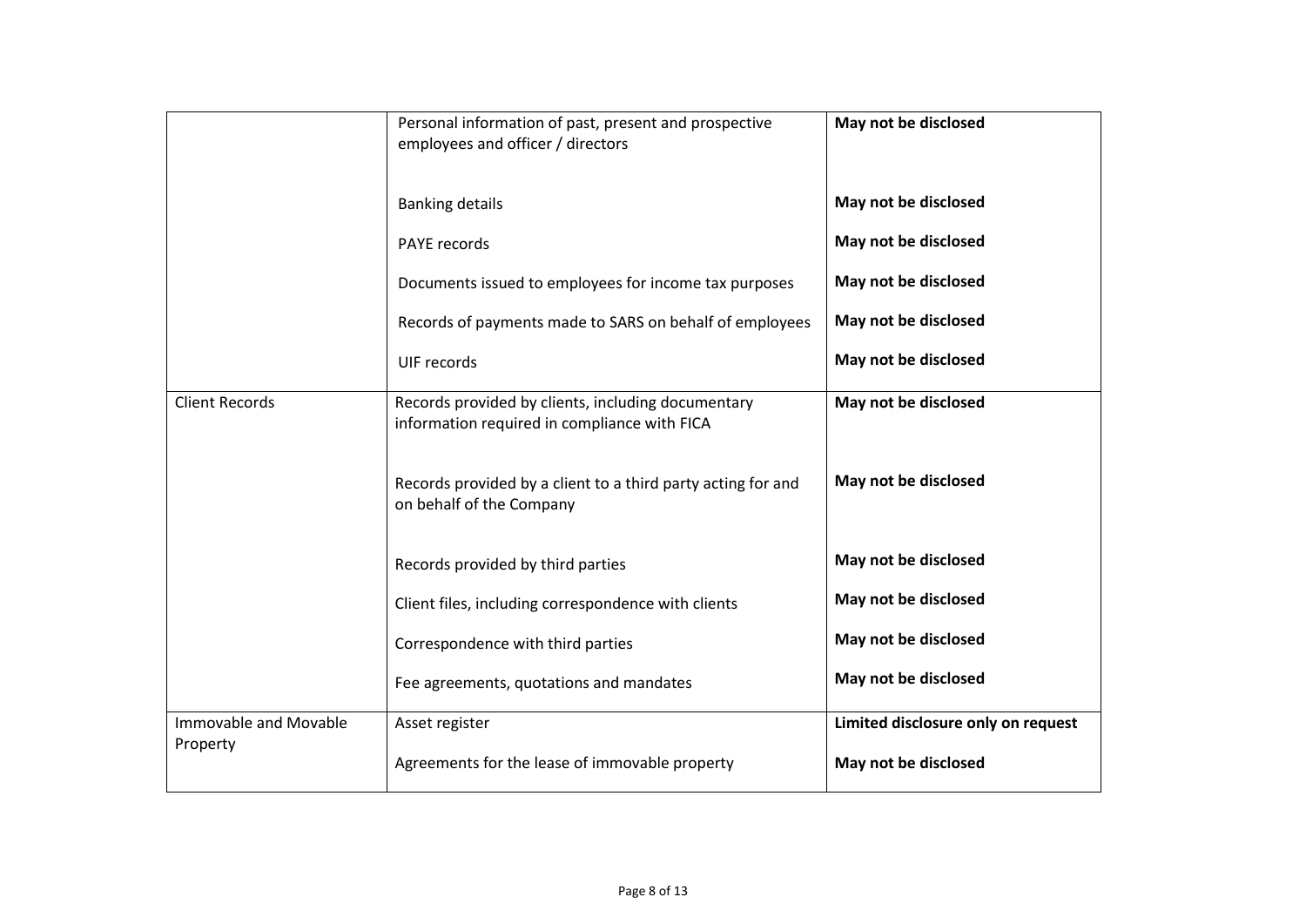| | | |
|---|---|---|
| | Personal information of past, present and prospective employees and officer / directors | **May not be disclosed** |
| | Banking details | **May not be disclosed** |
| | PAYE records | **May not be disclosed** |
| | Documents issued to employees for income tax purposes | **May not be disclosed** |
| | Records of payments made to SARS on behalf of employees | **May not be disclosed** |
| | UIF records | **May not be disclosed** |
| Client Records | Records provided by clients, including documentary information required in compliance with FICA | **May not be disclosed** |
| | Records provided by a client to a third party acting for and on behalf of the Company | **May not be disclosed** |
| | Records provided by third parties | **May not be disclosed** |
| | Client files, including correspondence with clients | **May not be disclosed** |
| | Correspondence with third parties | **May not be disclosed** |
| | Fee agreements, quotations and mandates | **May not be disclosed** |
| Immovable and Movable Property | Asset register | **Limited disclosure only on request** |
| | Agreements for the lease of immovable property | **May not be disclosed** |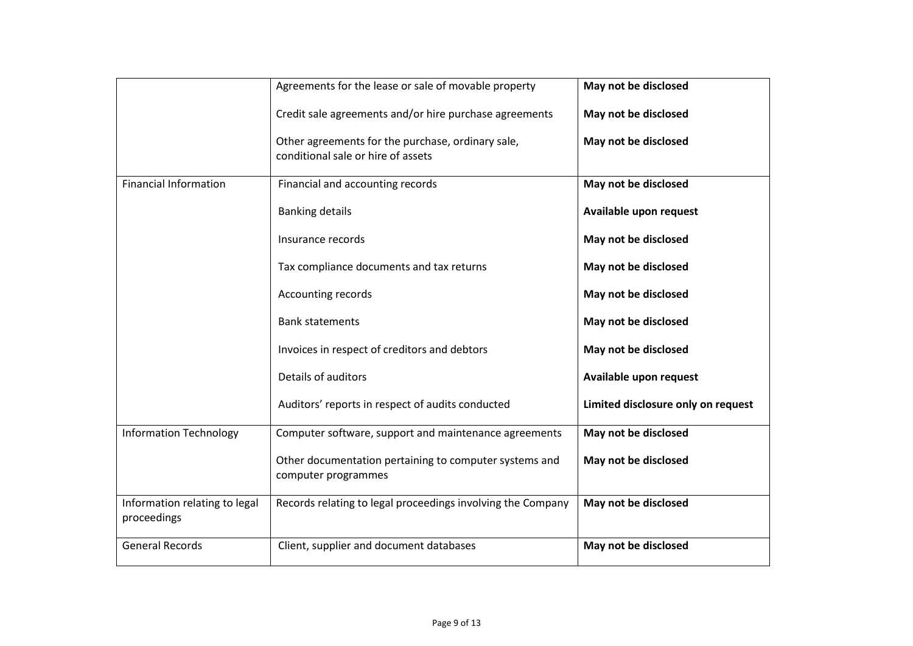| | | |
|---|---|---|
| | Agreements for the lease or sale of movable property | **May not be disclosed** |
| | Credit sale agreements and/or hire purchase agreements | **May not be disclosed** |
| | Other agreements for the purchase, ordinary sale, conditional sale or hire of assets | **May not be disclosed** |
| Financial Information | Financial and accounting records | **May not be disclosed** |
| | Banking details | **Available upon request** |
| | Insurance records | **May not be disclosed** |
| | Tax compliance documents and tax returns | **May not be disclosed** |
| | Accounting records | **May not be disclosed** |
| | Bank statements | **May not be disclosed** |
| | Invoices in respect of creditors and debtors | **May not be disclosed** |
| | Details of auditors | **Available upon request** |
| | Auditors' reports in respect of audits conducted | **Limited disclosure only on request** |
| Information Technology | Computer software, support and maintenance agreements | **May not be disclosed** |
| | Other documentation pertaining to computer systems and computer programmes | **May not be disclosed** |
| Information relating to legal proceedings | Records relating to legal proceedings involving the Company | **May not be disclosed** |
| General Records | Client, supplier and document databases | **May not be disclosed** |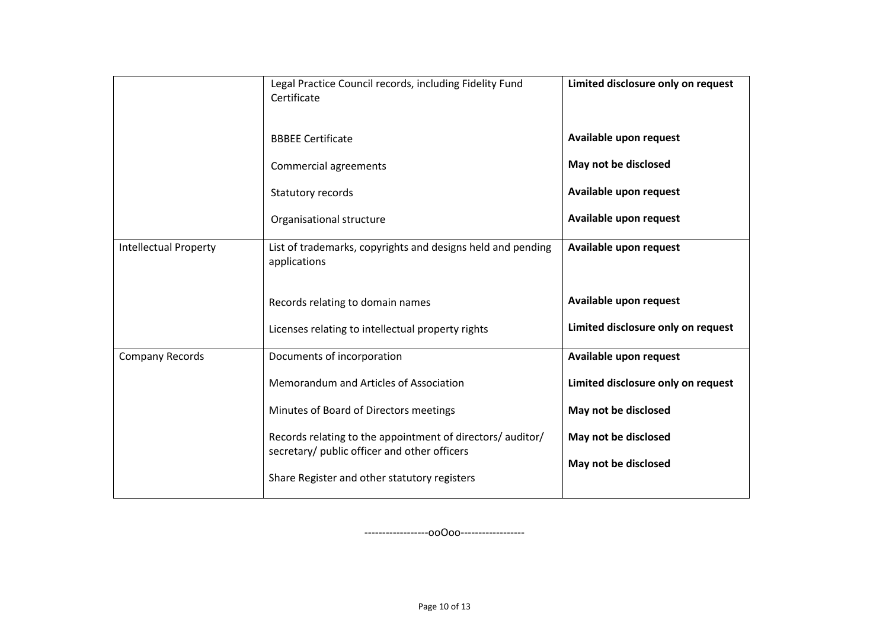| | | |
|---|---|---|
| | Legal Practice Council records, including Fidelity Fund Certificate | **Limited disclosure only on request** |
| | BBBEE Certificate | **Available upon request** |
| | Commercial agreements | **May not be disclosed** |
| | Statutory records | **Available upon request** |
| | Organisational structure | **Available upon request** |
| Intellectual Property | List of trademarks, copyrights and designs held and pending applications | **Available upon request** |
| | Records relating to domain names | **Available upon request** |
| | Licenses relating to intellectual property rights | **Limited disclosure only on request** |
| Company Records | Documents of incorporation | **Available upon request** |
| | Memorandum and Articles of Association | **Limited disclosure only on request** |
| | Minutes of Board of Directors meetings | **May not be disclosed** |
| | Records relating to the appointment of directors/ auditor/ secretary/ public officer and other officers | **May not be disclosed** |
| | Share Register and other statutory registers | **May not be disclosed** |

------------------ooOoo------------------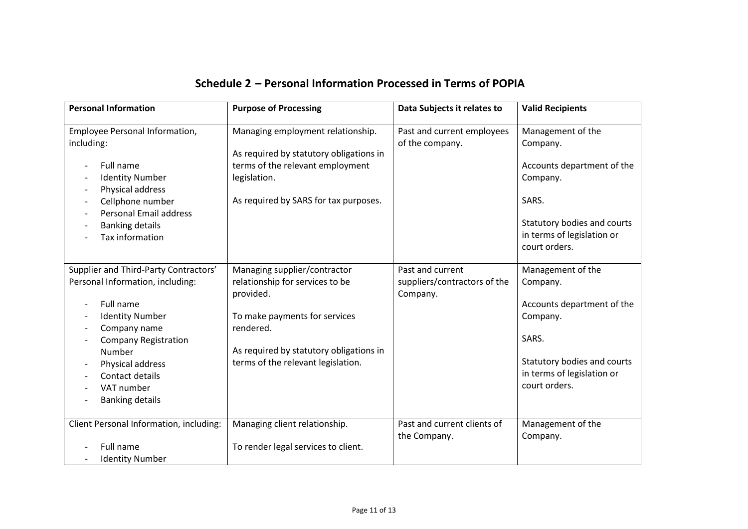## Schedule 2 – Personal Information Processed in Terms of POPIA

| Personal Information | Purpose of Processing | Data Subjects it relates to | Valid Recipients |
|---|---|---|---|
| Employee Personal Information, including:<br><br>- Full name<br>- Identity Number<br>- Physical address<br>- Cellphone number<br>- Personal Email address<br>- Banking details<br>- Tax information | Managing employment relationship.<br><br>As required by statutory obligations in terms of the relevant employment legislation.<br><br>As required by SARS for tax purposes. | Past and current employees of the company. | Management of the Company.<br><br>Accounts department of the Company.<br><br>SARS.<br><br>Statutory bodies and courts in terms of legislation or court orders. |
| Supplier and Third-Party Contractors' Personal Information, including:<br><br>- Full name<br>- Identity Number<br>- Company name<br>- Company Registration Number<br>- Physical address<br>- Contact details<br>- VAT number<br>- Banking details | Managing supplier/contractor relationship for services to be provided.<br><br>To make payments for services rendered.<br><br>As required by statutory obligations in terms of the relevant legislation. | Past and current suppliers/contractors of the Company. | Management of the Company.<br><br>Accounts department of the Company.<br><br>SARS.<br><br>Statutory bodies and courts in terms of legislation or court orders. |
| Client Personal Information, including:<br><br>- Full name<br>- Identity Number | Managing client relationship.<br><br>To render legal services to client. | Past and current clients of the Company. | Management of the Company. |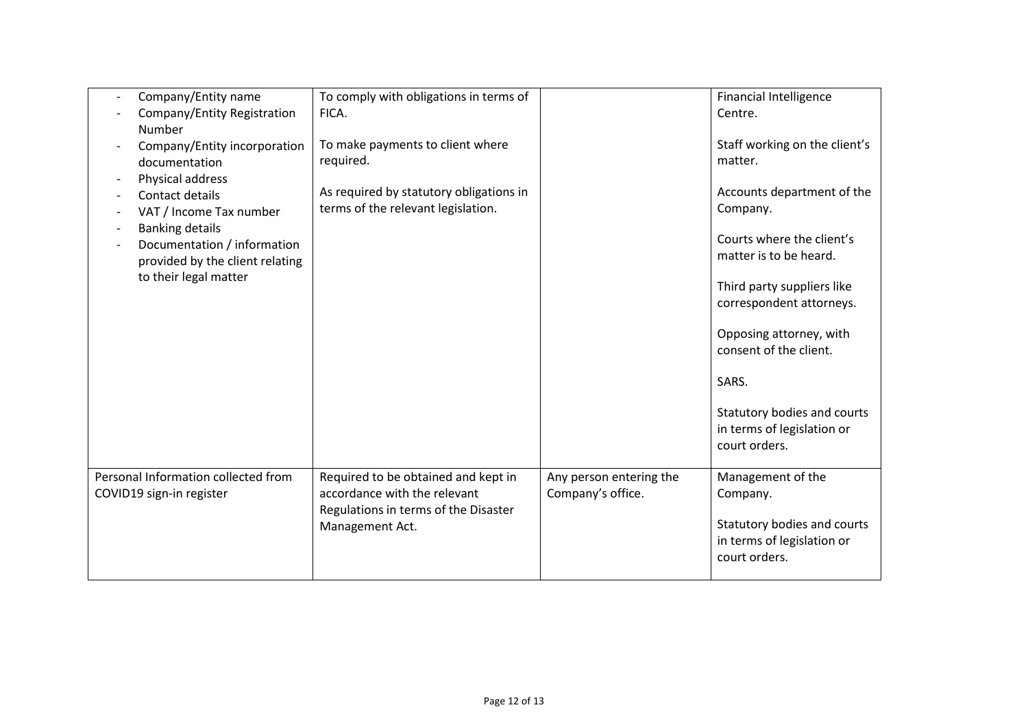| | | | |
|---|---|---|---|
| - Company/Entity name<br>- Company/Entity Registration Number<br>- Company/Entity incorporation documentation<br>- Physical address<br>- Contact details<br>- VAT / Income Tax number<br>- Banking details<br>- Documentation / information provided by the client relating to their legal matter | To comply with obligations in terms of FICA.<br><br>To make payments to client where required.<br><br>As required by statutory obligations in terms of the relevant legislation. | | Financial Intelligence Centre.<br><br>Staff working on the client's matter.<br><br>Accounts department of the Company.<br><br>Courts where the client's matter is to be heard.<br><br>Third party suppliers like correspondent attorneys.<br><br>Opposing attorney, with consent of the client.<br><br>SARS.<br><br>Statutory bodies and courts in terms of legislation or court orders. |
| Personal Information collected from COVID19 sign-in register | Required to be obtained and kept in accordance with the relevant Regulations in terms of the Disaster Management Act. | Any person entering the Company's office. | Management of the Company.<br><br>Statutory bodies and courts in terms of legislation or court orders. |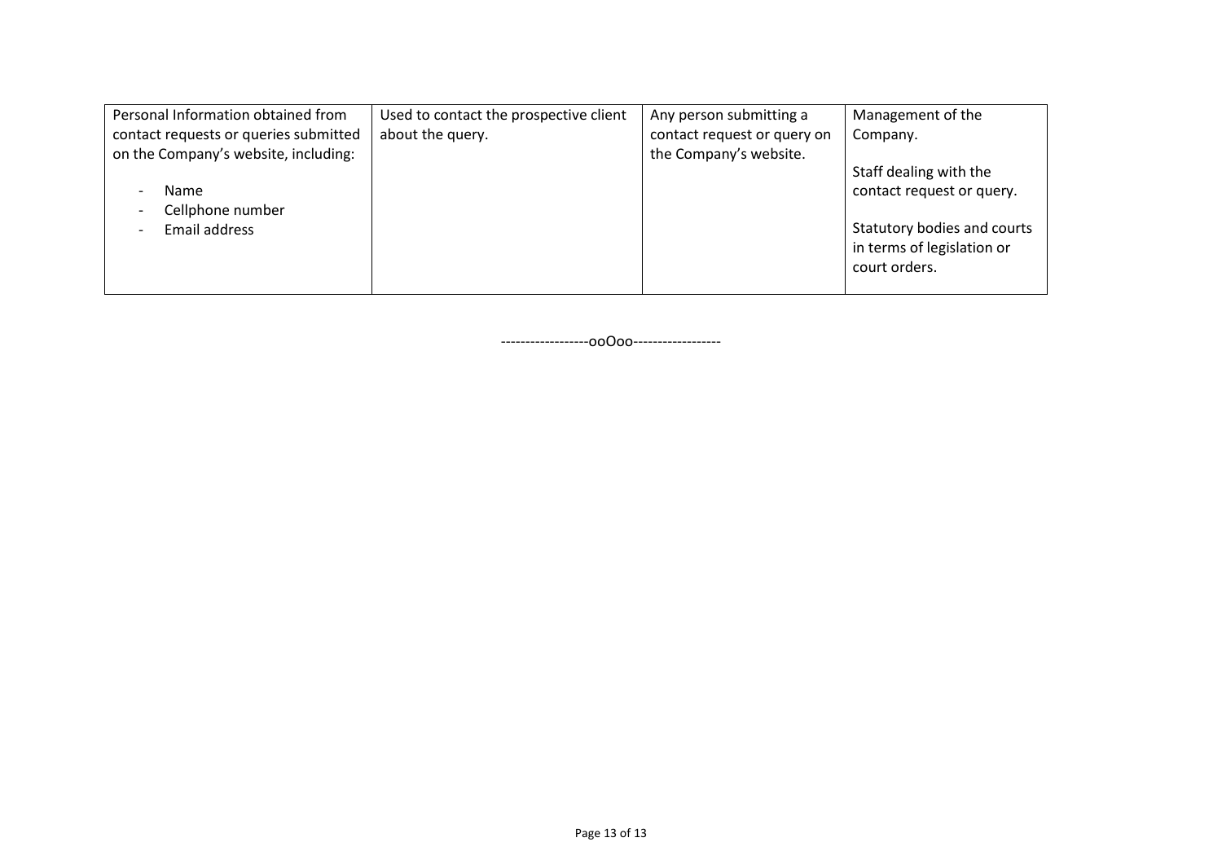| | | | |
|---|---|---|---|
| Personal Information obtained from contact requests or queries submitted on the Company's website, including:<br><br>- Name<br>- Cellphone number<br>- Email address | Used to contact the prospective client about the query. | Any person submitting a contact request or query on the Company's website. | Management of the Company.<br><br>Staff dealing with the contact request or query.<br><br>Statutory bodies and courts in terms of legislation or court orders. |

------------------ooOoo------------------